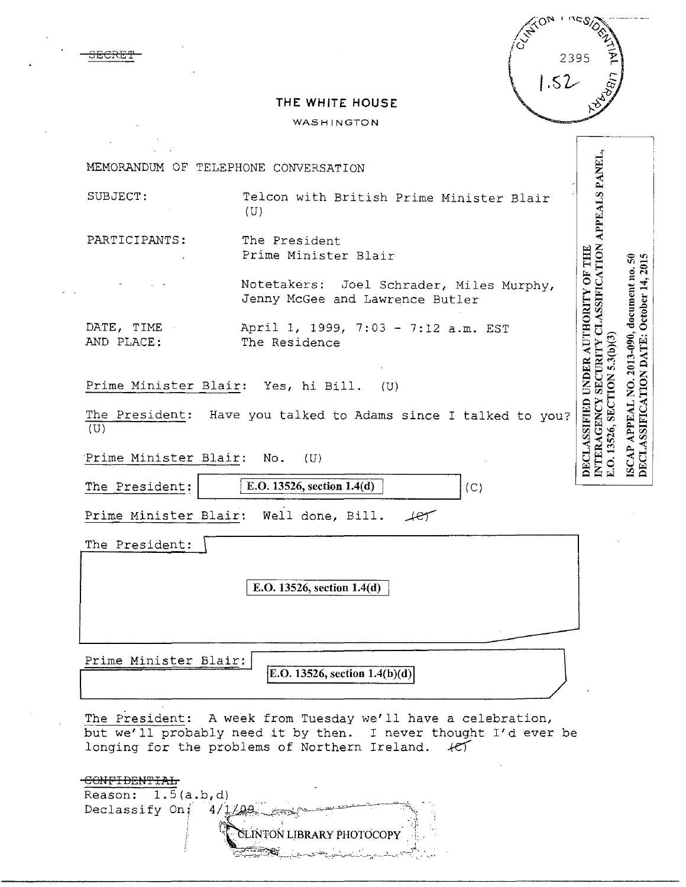~~SECRET~~

CLINTON PRESIDENTIAL LIBRARY 2395 1.52

# THE WHITE HOUSE

WASHINGTON

DECLASSIFIED UNDER AUTHORITY OF THE INTERAGENCY SECURITY CLASSIFICATION APPEALS PANEL, E.O. 13526, SECTION 5.3(b)(3)

ISCAP APPEAL NO. 2013-090, document no. 50
DECLASSIFICATION DATE: October 14, 2015

MEMORANDUM OF TELEPHONE CONVERSATION

SUBJECT: Telcon with British Prime Minister Blair (U)

PARTICIPANTS: The President
Prime Minister Blair

Notetakers: Joel Schrader, Miles Murphy, Jenny McGee and Lawrence Butler

DATE, TIME AND PLACE: April 1, 1999, 7:03 - 7:12 a.m. EST
The Residence

Prime Minister Blair: Yes, hi Bill. (U)

The President: Have you talked to Adams since I talked to you? (U)

Prime Minister Blair: No. (U)

The President: [E.O. 13526, section 1.4(d)] (C)

Prime Minister Blair: Well done, Bill. ~~(C)~~

The President: [E.O. 13526, section 1.4(d)]

Prime Minister Blair: [E.O. 13526, section 1.4(b)(d)]

The President: A week from Tuesday we'll have a celebration, but we'll probably need it by then. I never thought I'd ever be longing for the problems of Northern Ireland. ~~(C)~~

~~CONFIDENTIAL~~
Reason: 1.5(a.b,d)
Declassify On: 4/1/09

CLINTON LIBRARY PHOTOCOPY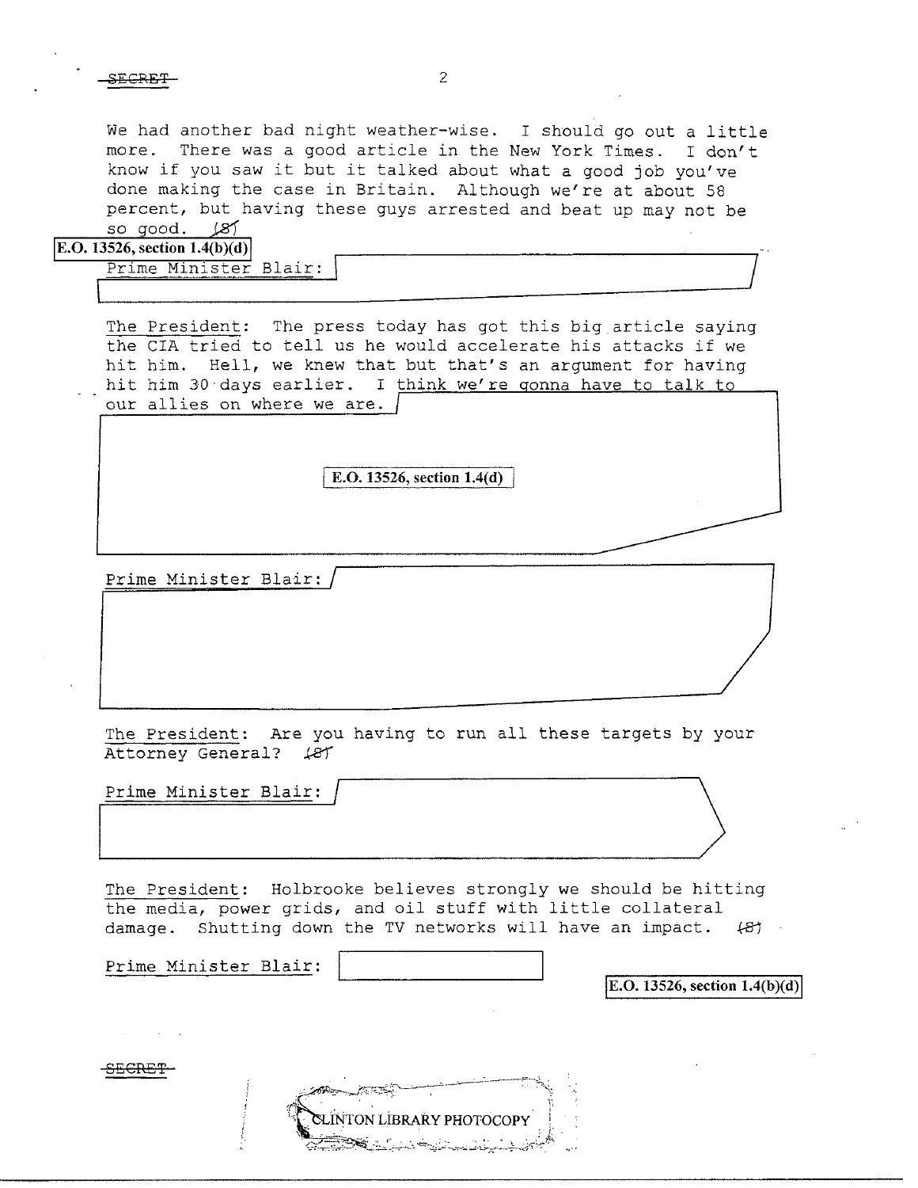We had another bad night weather-wise. I should go out a little more. There was a good article in the New York Times. I don't know if you saw it but it talked about what a good job you've done making the case in Britain. Although we're at about 58 percent, but having these guys arrested and beat up may not be so good. (S)

E.O. 13526, section 1.4(b)(d)

Prime Minister Blair:

The President: The press today has got this big article saying the CIA tried to tell us he would accelerate his attacks if we hit him. Hell, we knew that but that's an argument for having hit him 30 days earlier. I think we're gonna have to talk to our allies on where we are.

E.O. 13526, section 1.4(d)

Prime Minister Blair:

The President: Are you having to run all these targets by your Attorney General? (S)

Prime Minister Blair:

The President: Holbrooke believes strongly we should be hitting the media, power grids, and oil stuff with little collateral damage. Shutting down the TV networks will have an impact. (S)

Prime Minister Blair:

E.O. 13526, section 1.4(b)(d)

SECRET

CLINTON LIBRARY PHOTOCOPY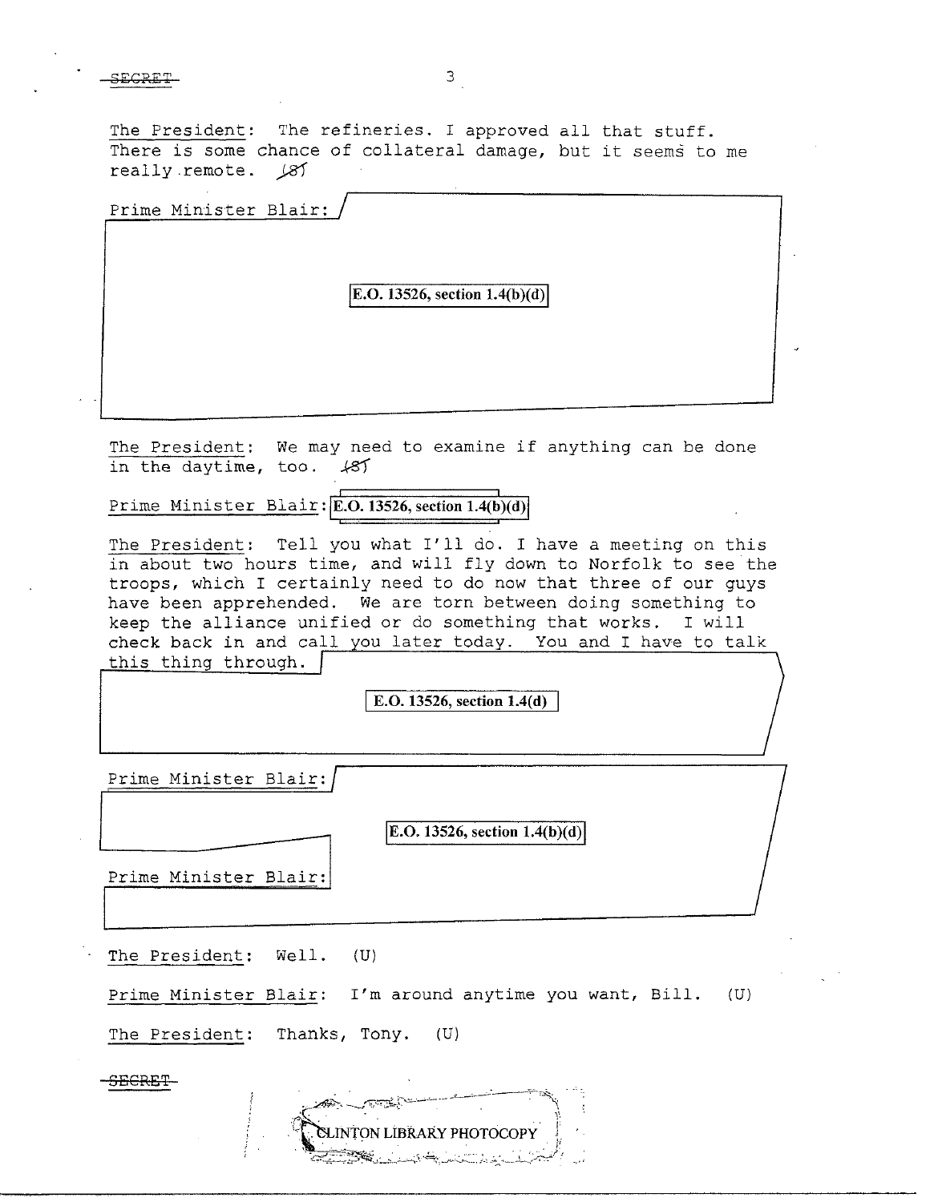The President: The refineries. I approved all that stuff. There is some chance of collateral damage, but it seems to me really remote. (S)

Prime Minister Blair: E.O. 13526, section 1.4(b)(d)

The President: We may need to examine if anything can be done in the daytime, too. (S)

Prime Minister Blair: E.O. 13526, section 1.4(b)(d)

The President: Tell you what I'll do. I have a meeting on this in about two hours time, and will fly down to Norfolk to see the troops, which I certainly need to do now that three of our guys have been apprehended. We are torn between doing something to keep the alliance unified or do something that works. I will check back in and call you later today. You and I have to talk this thing through. E.O. 13526, section 1.4(d)

Prime Minister Blair: E.O. 13526, section 1.4(b)(d)

Prime Minister Blair:

The President: Well. (U)

Prime Minister Blair: I'm around anytime you want, Bill. (U)

The President: Thanks, Tony. (U)

SECRET

CLINTON LIBRARY PHOTOCOPY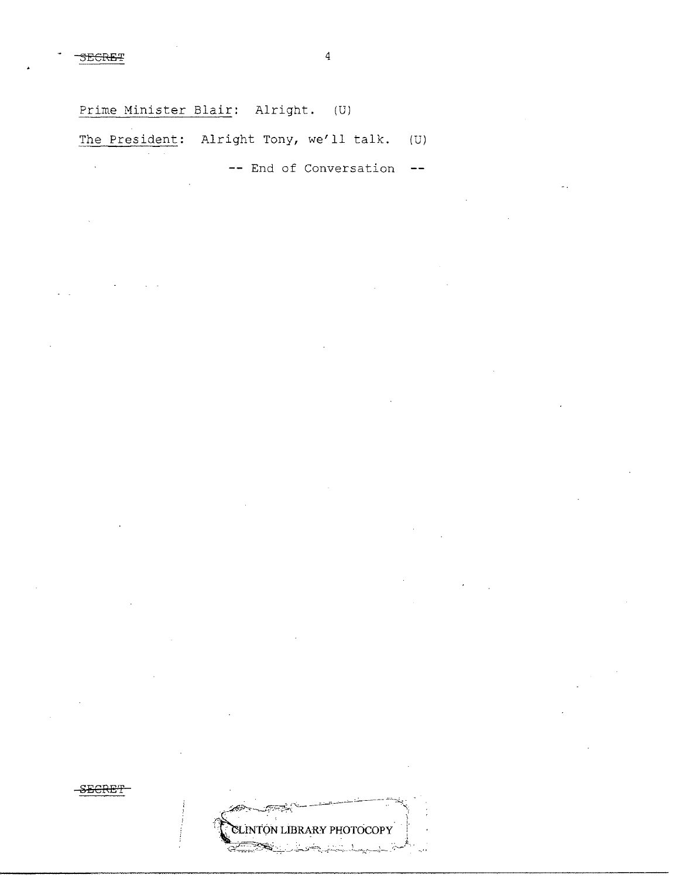Prime Minister Blair: Alright. (U)

The President: Alright Tony, we'll talk. (U)

-- End of Conversation --